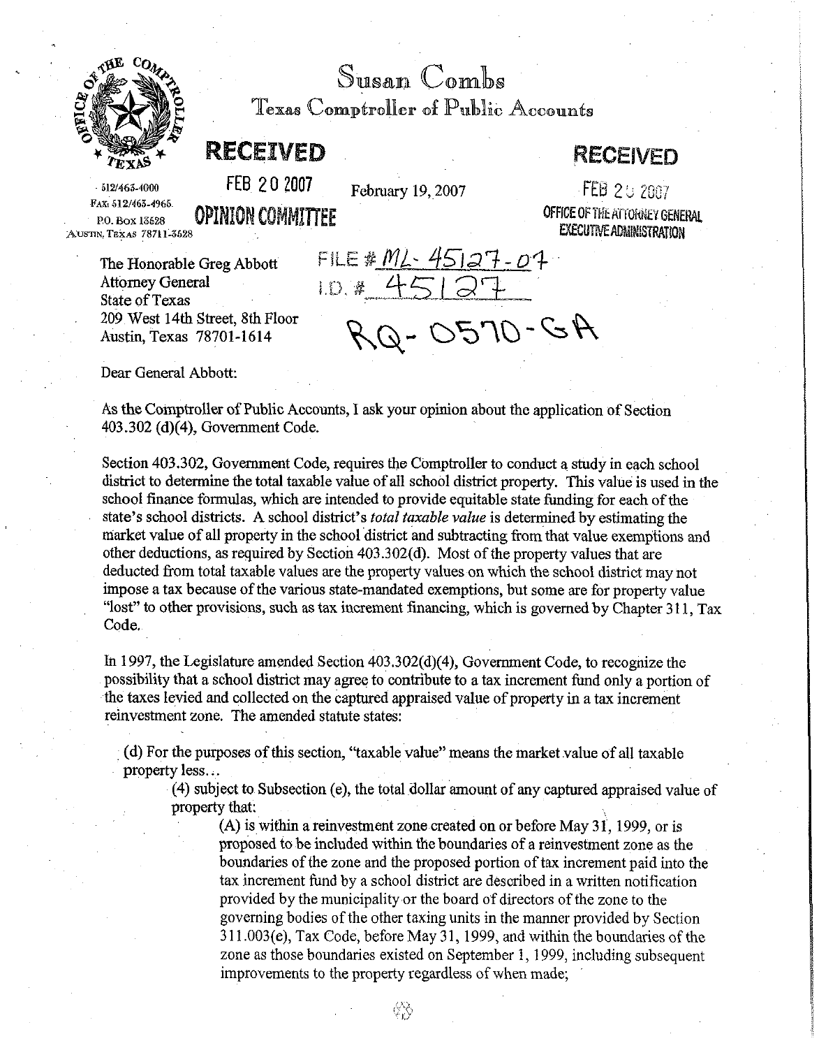# Susan Combs

Texas Comptroller of Public Accounts

**RECEIVED**

FEB 20 2007

**OPINION COMMITTEE**

**RECEIVED**

FEB 20 2007

OFFICE OF THE ATTORNEY GENERAL
EXECUTIVE ADMINISTRATION

512/463-4000
FAX: 512/463-4965
P.O. Box 13528
Austin, Texas 78711-3528

February 19, 2007

The Honorable Greg Abbott
Attorney General
State of Texas
209 West 14th Street, 8th Floor
Austin, Texas 78701-1614

FILE # ML-45127-07
I.D. # 45127

RQ-0570-GA

Dear General Abbott:

As the Comptroller of Public Accounts, I ask your opinion about the application of Section 403.302 (d)(4), Government Code.

Section 403.302, Government Code, requires the Comptroller to conduct a study in each school district to determine the total taxable value of all school district property. This value is used in the school finance formulas, which are intended to provide equitable state funding for each of the state's school districts. A school district's *total taxable value* is determined by estimating the market value of all property in the school district and subtracting from that value exemptions and other deductions, as required by Section 403.302(d). Most of the property values that are deducted from total taxable values are the property values on which the school district may not impose a tax because of the various state-mandated exemptions, but some are for property value "lost" to other provisions, such as tax increment financing, which is governed by Chapter 311, Tax Code.

In 1997, the Legislature amended Section 403.302(d)(4), Government Code, to recognize the possibility that a school district may agree to contribute to a tax increment fund only a portion of the taxes levied and collected on the captured appraised value of property in a tax increment reinvestment zone. The amended statute states:

> (d) For the purposes of this section, "taxable value" means the market value of all taxable property less...
>
> (4) subject to Subsection (e), the total dollar amount of any captured appraised value of property that:
>
> (A) is within a reinvestment zone created on or before May 31, 1999, or is proposed to be included within the boundaries of a reinvestment zone as the boundaries of the zone and the proposed portion of tax increment paid into the tax increment fund by a school district are described in a written notification provided by the municipality or the board of directors of the zone to the governing bodies of the other taxing units in the manner provided by Section 311.003(e), Tax Code, before May 31, 1999, and within the boundaries of the zone as those boundaries existed on September 1, 1999, including subsequent improvements to the property regardless of when made;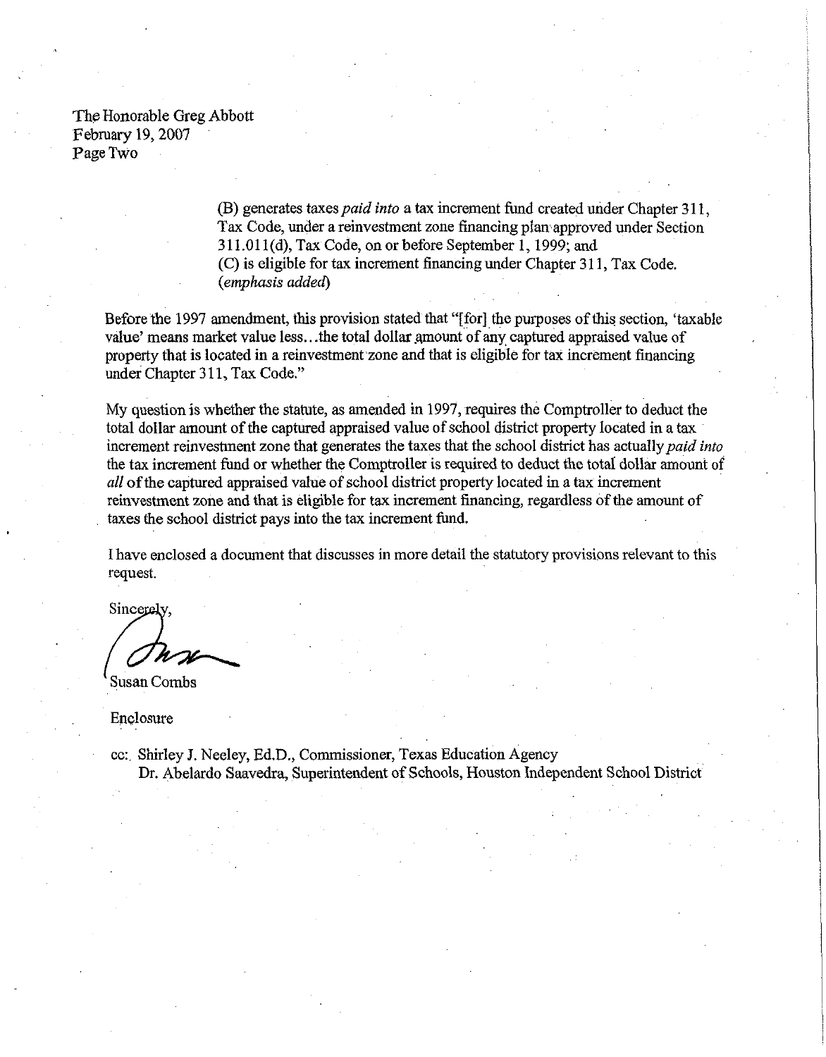(B) generates taxes *paid into* a tax increment fund created under Chapter 311, Tax Code, under a reinvestment zone financing plan approved under Section 311.011(d), Tax Code, on or before September 1, 1999; and
(C) is eligible for tax increment financing under Chapter 311, Tax Code. (*emphasis added*)

Before the 1997 amendment, this provision stated that "[for] the purposes of this section, 'taxable value' means market value less…the total dollar amount of any captured appraised value of property that is located in a reinvestment zone and that is eligible for tax increment financing under Chapter 311, Tax Code."

My question is whether the statute, as amended in 1997, requires the Comptroller to deduct the total dollar amount of the captured appraised value of school district property located in a tax increment reinvestment zone that generates the taxes that the school district has actually *paid into* the tax increment fund or whether the Comptroller is required to deduct the total dollar amount of *all* of the captured appraised value of school district property located in a tax increment reinvestment zone and that is eligible for tax increment financing, regardless of the amount of taxes the school district pays into the tax increment fund.

I have enclosed a document that discusses in more detail the statutory provisions relevant to this request.

Sincerely,

Susan Combs

Enclosure

cc: Shirley J. Neeley, Ed.D., Commissioner, Texas Education Agency
Dr. Abelardo Saavedra, Superintendent of Schools, Houston Independent School District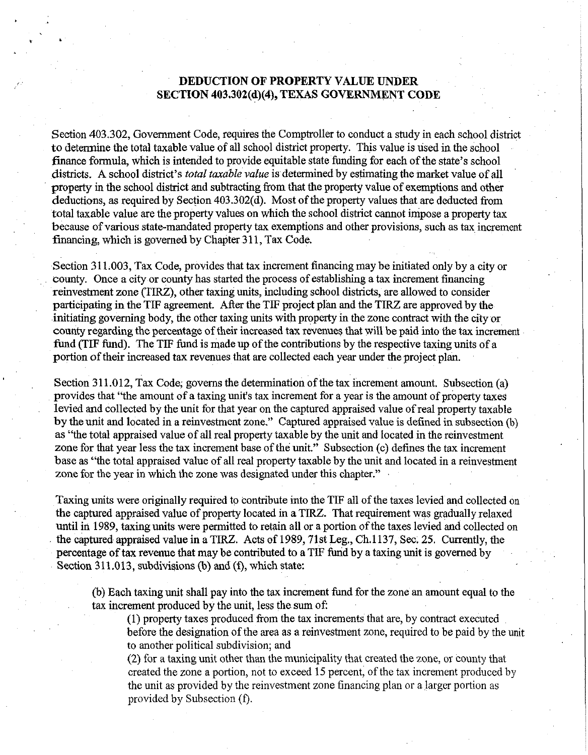**DEDUCTION OF PROPERTY VALUE UNDER SECTION 403.302(d)(4), TEXAS GOVERNMENT CODE**

Section 403.302, Government Code, requires the Comptroller to conduct a study in each school district to determine the total taxable value of all school district property. This value is used in the school finance formula, which is intended to provide equitable state funding for each of the state's school districts. A school district's *total taxable value* is determined by estimating the market value of all property in the school district and subtracting from that the property value of exemptions and other deductions, as required by Section 403.302(d). Most of the property values that are deducted from total taxable value are the property values on which the school district cannot impose a property tax because of various state-mandated property tax exemptions and other provisions, such as tax increment financing, which is governed by Chapter 311, Tax Code.

Section 311.003, Tax Code, provides that tax increment financing may be initiated only by a city or county. Once a city or county has started the process of establishing a tax increment financing reinvestment zone (TIRZ), other taxing units, including school districts, are allowed to consider participating in the TIF agreement. After the TIF project plan and the TIRZ are approved by the initiating governing body, the other taxing units with property in the zone contract with the city or county regarding the percentage of their increased tax revenues that will be paid into the tax increment fund (TIF fund). The TIF fund is made up of the contributions by the respective taxing units of a portion of their increased tax revenues that are collected each year under the project plan.

Section 311.012, Tax Code, governs the determination of the tax increment amount. Subsection (a) provides that "the amount of a taxing unit's tax increment for a year is the amount of property taxes levied and collected by the unit for that year on the captured appraised value of real property taxable by the unit and located in a reinvestment zone." Captured appraised value is defined in subsection (b) as "the total appraised value of all real property taxable by the unit and located in the reinvestment zone for that year less the tax increment base of the unit." Subsection (c) defines the tax increment base as "the total appraised value of all real property taxable by the unit and located in a reinvestment zone for the year in which the zone was designated under this chapter."

Taxing units were originally required to contribute into the TIF all of the taxes levied and collected on the captured appraised value of property located in a TIRZ. That requirement was gradually relaxed until in 1989, taxing units were permitted to retain all or a portion of the taxes levied and collected on the captured appraised value in a TIRZ. Acts of 1989, 71st Leg., Ch.1137, Sec. 25. Currently, the percentage of tax revenue that may be contributed to a TIF fund by a taxing unit is governed by Section 311.013, subdivisions (b) and (f), which state:

> (b) Each taxing unit shall pay into the tax increment fund for the zone an amount equal to the tax increment produced by the unit, less the sum of:
>
> > (1) property taxes produced from the tax increments that are, by contract executed before the designation of the area as a reinvestment zone, required to be paid by the unit to another political subdivision; and
> >
> > (2) for a taxing unit other than the municipality that created the zone, or county that created the zone a portion, not to exceed 15 percent, of the tax increment produced by the unit as provided by the reinvestment zone financing plan or a larger portion as provided by Subsection (f).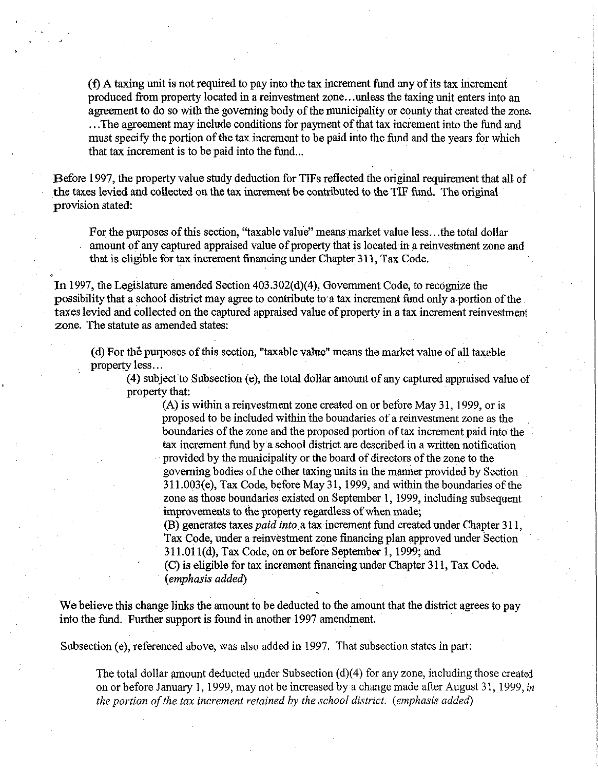> (f) A taxing unit is not required to pay into the tax increment fund any of its tax increment produced from property located in a reinvestment zone...unless the taxing unit enters into an agreement to do so with the governing body of the municipality or county that created the zone. ...The agreement may include conditions for payment of that tax increment into the fund and must specify the portion of the tax increment to be paid into the fund and the years for which that tax increment is to be paid into the fund...

Before 1997, the property value study deduction for TIFs reflected the original requirement that all of the taxes levied and collected on the tax increment be contributed to the TIF fund. The original provision stated:

> For the purposes of this section, "taxable value" means market value less...the total dollar amount of any captured appraised value of property that is located in a reinvestment zone and that is eligible for tax increment financing under Chapter 311, Tax Code.

In 1997, the Legislature amended Section 403.302(d)(4), Government Code, to recognize the possibility that a school district may agree to contribute to a tax increment fund only a portion of the taxes levied and collected on the captured appraised value of property in a tax increment reinvestment zone. The statute as amended states:

> (d) For the purposes of this section, "taxable value" means the market value of all taxable property less...
>
> > (4) subject to Subsection (e), the total dollar amount of any captured appraised value of property that:
> >
> > > (A) is within a reinvestment zone created on or before May 31, 1999, or is proposed to be included within the boundaries of a reinvestment zone as the boundaries of the zone and the proposed portion of tax increment paid into the tax increment fund by a school district are described in a written notification provided by the municipality or the board of directors of the zone to the governing bodies of the other taxing units in the manner provided by Section 311.003(e), Tax Code, before May 31, 1999, and within the boundaries of the zone as those boundaries existed on September 1, 1999, including subsequent improvements to the property regardless of when made;
> > >
> > > (B) generates taxes *paid into* a tax increment fund created under Chapter 311, Tax Code, under a reinvestment zone financing plan approved under Section 311.011(d), Tax Code, on or before September 1, 1999; and
> > >
> > > (C) is eligible for tax increment financing under Chapter 311, Tax Code. (*emphasis added*)

We believe this change links the amount to be deducted to the amount that the district agrees to pay into the fund. Further support is found in another 1997 amendment.

Subsection (e), referenced above, was also added in 1997. That subsection states in part:

> The total dollar amount deducted under Subsection (d)(4) for any zone, including those created on or before January 1, 1999, may not be increased by a change made after August 31, 1999, *in the portion of the tax increment retained by the school district.* (*emphasis added*)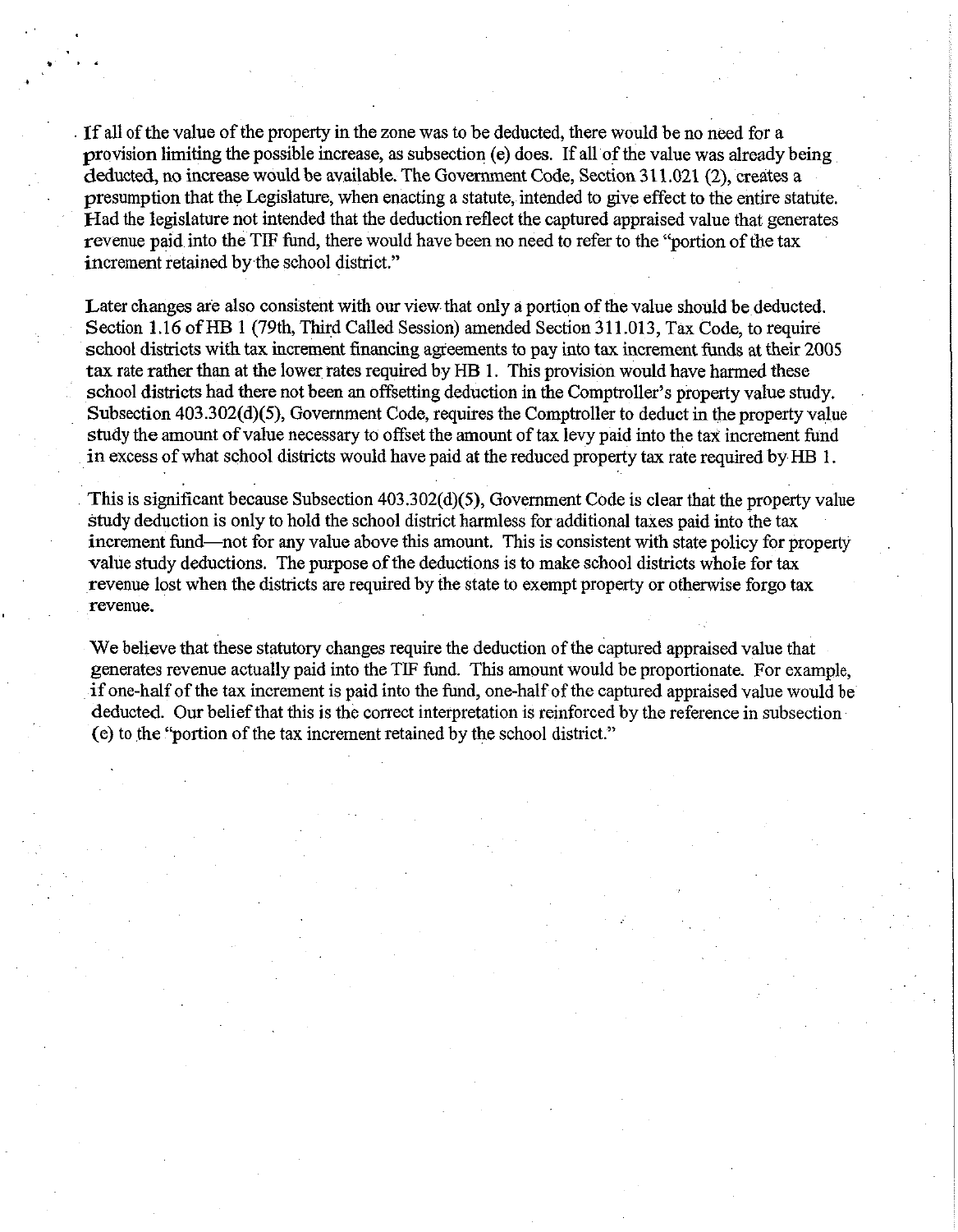If all of the value of the property in the zone was to be deducted, there would be no need for a provision limiting the possible increase, as subsection (e) does. If all of the value was already being deducted, no increase would be available. The Government Code, Section 311.021 (2), creates a presumption that the Legislature, when enacting a statute, intended to give effect to the entire statute. Had the legislature not intended that the deduction reflect the captured appraised value that generates revenue paid into the TIF fund, there would have been no need to refer to the "portion of the tax increment retained by the school district."

Later changes are also consistent with our view that only a portion of the value should be deducted. Section 1.16 of HB 1 (79th, Third Called Session) amended Section 311.013, Tax Code, to require school districts with tax increment financing agreements to pay into tax increment funds at their 2005 tax rate rather than at the lower rates required by HB 1. This provision would have harmed these school districts had there not been an offsetting deduction in the Comptroller's property value study. Subsection 403.302(d)(5), Government Code, requires the Comptroller to deduct in the property value study the amount of value necessary to offset the amount of tax levy paid into the tax increment fund in excess of what school districts would have paid at the reduced property tax rate required by HB 1.

This is significant because Subsection 403.302(d)(5), Government Code is clear that the property value study deduction is only to hold the school district harmless for additional taxes paid into the tax increment fund—not for any value above this amount. This is consistent with state policy for property value study deductions. The purpose of the deductions is to make school districts whole for tax revenue lost when the districts are required by the state to exempt property or otherwise forgo tax revenue.

We believe that these statutory changes require the deduction of the captured appraised value that generates revenue actually paid into the TIF fund. This amount would be proportionate. For example, if one-half of the tax increment is paid into the fund, one-half of the captured appraised value would be deducted. Our belief that this is the correct interpretation is reinforced by the reference in subsection (e) to the "portion of the tax increment retained by the school district."